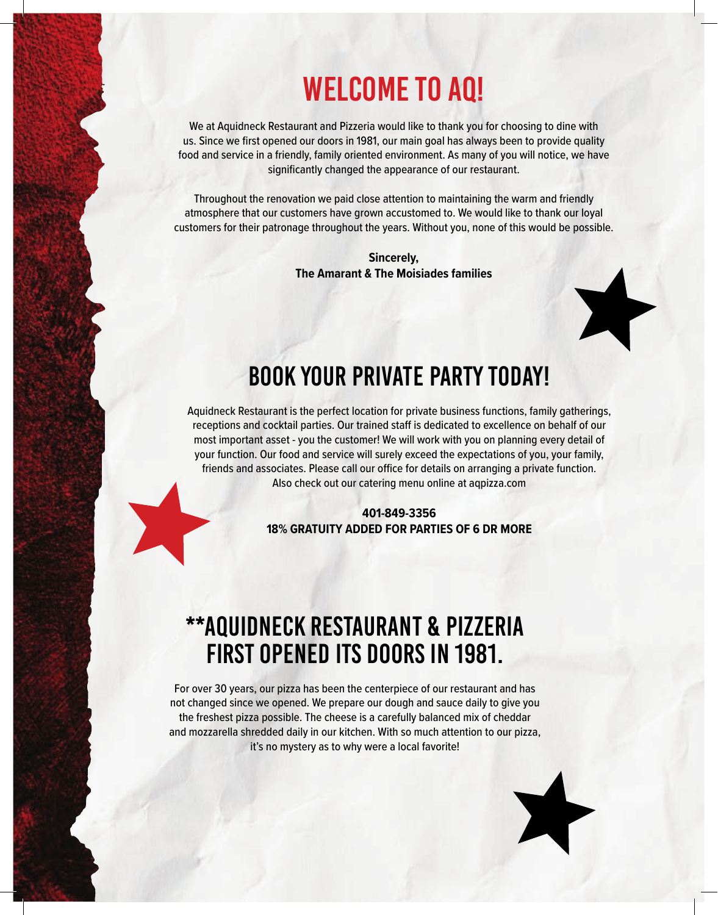# WELCOME TO AQ!

We at Aquidneck Restaurant and Pizzeria would like to thank you for choosing to dine with us. Since we first opened our doors in 1981, our main goal has always been to provide quality food and service in a friendly, family oriented environment. As many of you will notice, we have significantly changed the appearance of our restaurant.

Throughout the renovation we paid close attention to maintaining the warm and friendly atmosphere that our customers have grown accustomed to. We would like to thank our loyal customers for their patronage throughout the years. Without you, none of this would be possible.

**Sincerely,**
**The Amarant & The Moisiades families**

# BOOK YOUR PRIVATE PARTY TODAY!

Aquidneck Restaurant is the perfect location for private business functions, family gatherings, receptions and cocktail parties. Our trained staff is dedicated to excellence on behalf of our most important asset - you the customer! We will work with you on planning every detail of your function. Our food and service will surely exceed the expectations of you, your family, friends and associates. Please call our office for details on arranging a private function. Also check out our catering menu online at aqpizza.com

**401-849-3356**
**18% GRATUITY ADDED FOR PARTIES OF 6 DR MORE**

# **AQUIDNECK RESTAURANT & PIZZERIA FIRST OPENED ITS DOORS IN 1981.

For over 30 years, our pizza has been the centerpiece of our restaurant and has not changed since we opened. We prepare our dough and sauce daily to give you the freshest pizza possible. The cheese is a carefully balanced mix of cheddar and mozzarella shredded daily in our kitchen. With so much attention to our pizza, it's no mystery as to why were a local favorite!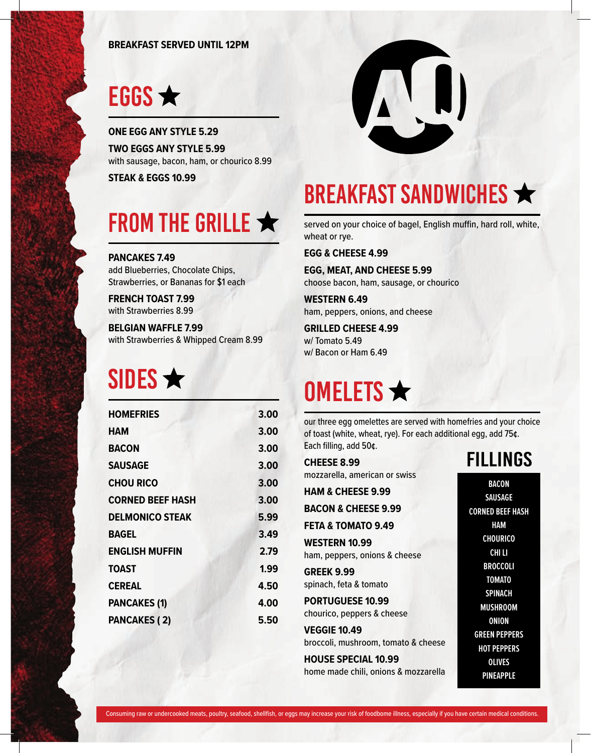BREAKFAST SERVED UNTIL 12PM

## EGGS ★

**ONE EGG ANY STYLE 5.29**

**TWO EGGS ANY STYLE 5.99**
with sausage, bacon, ham, or chourico 8.99

**STEAK & EGGS 10.99**

## FROM THE GRILLE ★

**PANCAKES 7.49**
add Blueberries, Chocolate Chips, Strawberries, or Bananas for $1 each

**FRENCH TOAST 7.99**
with Strawberries 8.99

**BELGIAN WAFFLE 7.99**
with Strawberries & Whipped Cream 8.99

## SIDES ★

| | |
|---|---|
| **HOMEFRIES** | **3.00** |
| **HAM** | **3.00** |
| **BACON** | **3.00** |
| **SAUSAGE** | **3.00** |
| **CHOU RICO** | **3.00** |
| **CORNED BEEF HASH** | **3.00** |
| **DELMONICO STEAK** | **5.99** |
| **BAGEL** | **3.49** |
| **ENGLISH MUFFIN** | **2.79** |
| **TOAST** | **1.99** |
| **CEREAL** | **4.50** |
| **PANCAKES (1)** | **4.00** |
| **PANCAKES ( 2)** | **5.50** |

## BREAKFAST SANDWICHES ★

served on your choice of bagel, English muffin, hard roll, white, wheat or rye.

**EGG & CHEESE 4.99**

**EGG, MEAT, AND CHEESE 5.99**
choose bacon, ham, sausage, or chourico

**WESTERN 6.49**
ham, peppers, onions, and cheese

**GRILLED CHEESE 4.99**
w/ Tomato 5.49
w/ Bacon or Ham 6.49

## OMELETS ★

our three egg omelettes are served with homefries and your choice of toast (white, wheat, rye). For each additional egg, add 75¢. Each filling, add 50¢.

**CHEESE 8.99**
mozzarella, american or swiss

**HAM & CHEESE 9.99**

**BACON & CHEESE 9.99**

**FETA & TOMATO 9.49**

**WESTERN 10.99**
ham, peppers, onions & cheese

**GREEK 9.99**
spinach, feta & tomato

**PORTUGUESE 10.99**
chourico, peppers & cheese

**VEGGIE 10.49**
broccoli, mushroom, tomato & cheese

**HOUSE SPECIAL 10.99**
home made chili, onions & mozzarella

### FILLINGS

- BACON
- SAUSAGE
- CORNED BEEF HASH
- HAM
- CHOURICO
- CHI LI
- BROCCOLI
- TOMATO
- SPINACH
- MUSHROOM
- ONION
- GREEN PEPPERS
- HOT PEPPERS
- OLIVES
- PINEAPPLE

Consuming raw or undercooked meats, poultry, seafood, shellfish, or eggs may increase your risk of foodborne illness, especially if you have certain medical conditions.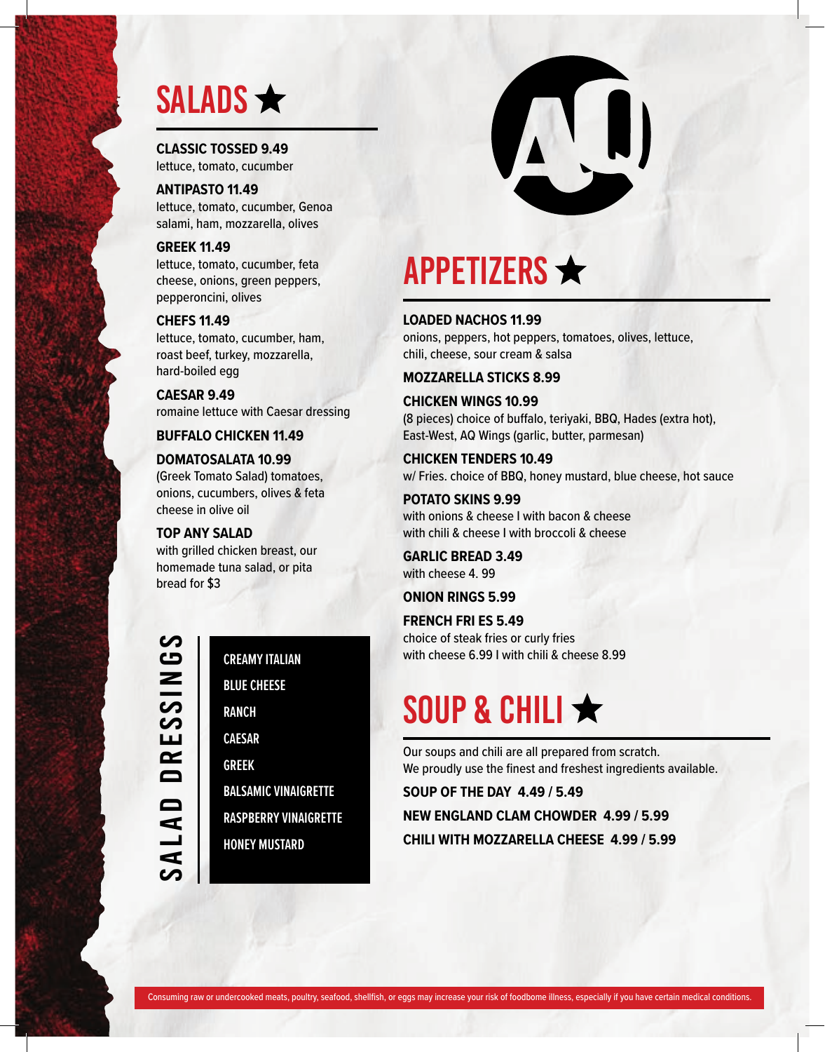# SALADS ★

**CLASSIC TOSSED 9.49**
lettuce, tomato, cucumber

**ANTIPASTO 11.49**
lettuce, tomato, cucumber, Genoa salami, ham, mozzarella, olives

**GREEK 11.49**
lettuce, tomato, cucumber, feta cheese, onions, green peppers, pepperoncini, olives

**CHEFS 11.49**
lettuce, tomato, cucumber, ham, roast beef, turkey, mozzarella, hard-boiled egg

**CAESAR 9.49**
romaine lettuce with Caesar dressing

**BUFFALO CHICKEN 11.49**

**DOMATOSALATA 10.99**
(Greek Tomato Salad) tomatoes, onions, cucumbers, olives & feta cheese in olive oil

**TOP ANY SALAD**
with grilled chicken breast, our homemade tuna salad, or pita bread for $3

## SALAD DRESSINGS

- CREAMY ITALIAN
- BLUE CHEESE
- RANCH
- CAESAR
- GREEK
- BALSAMIC VINAIGRETTE
- RASPBERRY VINAIGRETTE
- HONEY MUSTARD

# APPETIZERS ★

**LOADED NACHOS 11.99**
onions, peppers, hot peppers, tomatoes, olives, lettuce, chili, cheese, sour cream & salsa

**MOZZARELLA STICKS 8.99**

**CHICKEN WINGS 10.99**
(8 pieces) choice of buffalo, teriyaki, BBQ, Hades (extra hot), East-West, AQ Wings (garlic, butter, parmesan)

**CHICKEN TENDERS 10.49**
w/ Fries. choice of BBQ, honey mustard, blue cheese, hot sauce

**POTATO SKINS 9.99**
with onions & cheese I with bacon & cheese
with chili & cheese I with broccoli & cheese

**GARLIC BREAD 3.49**
with cheese 4. 99

**ONION RINGS 5.99**

**FRENCH FRI ES 5.49**
choice of steak fries or curly fries
with cheese 6.99 I with chili & cheese 8.99

# SOUP & CHILI ★

Our soups and chili are all prepared from scratch.
We proudly use the finest and freshest ingredients available.

**SOUP OF THE DAY 4.49 / 5.49**

**NEW ENGLAND CLAM CHOWDER 4.99 / 5.99**

**CHILI WITH MOZZARELLA CHEESE 4.99 / 5.99**

Consuming raw or undercooked meats, poultry, seafood, shellfish, or eggs may increase your risk of foodborne illness, especially if you have certain medical conditions.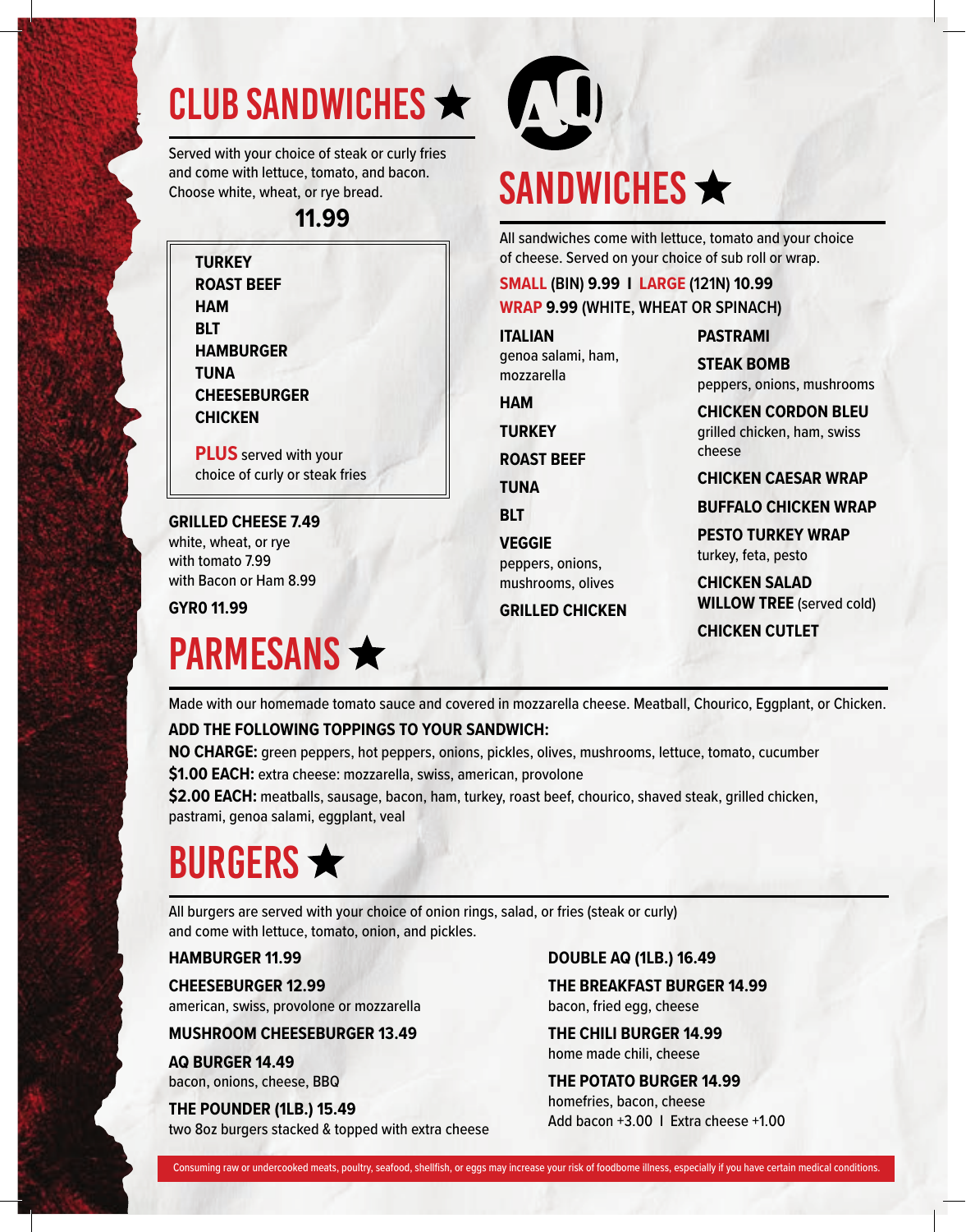## CLUB SANDWICHES ★

Served with your choice of steak or curly fries and come with lettuce, tomato, and bacon. Choose white, wheat, or rye bread.

**11.99**

**TURKEY**
**ROAST BEEF**
**HAM**
**BLT**
**HAMBURGER**
**TUNA**
**CHEESEBURGER**
**CHICKEN**

**PLUS** served with your choice of curly or steak fries

**GRILLED CHEESE 7.49**
white, wheat, or rye
with tomato 7.99
with Bacon or Ham 8.99

**GYRO 11.99**

## SANDWICHES ★

All sandwiches come with lettuce, tomato and your choice of cheese. Served on your choice of sub roll or wrap.

**SMALL (BIN) 9.99 I LARGE (121N) 10.99**
**WRAP 9.99 (WHITE, WHEAT OR SPINACH)**

**ITALIAN**
genoa salami, ham, mozzarella

**HAM**

**TURKEY**

**ROAST BEEF**

**TUNA**

**BLT**

**VEGGIE**
peppers, onions, mushrooms, olives

**GRILLED CHICKEN**

**PASTRAMI**

**STEAK BOMB**
peppers, onions, mushrooms

**CHICKEN CORDON BLEU**
grilled chicken, ham, swiss cheese

**CHICKEN CAESAR WRAP**

**BUFFALO CHICKEN WRAP**

**PESTO TURKEY WRAP**
turkey, feta, pesto

**CHICKEN SALAD**
**WILLOW TREE** (served cold)

**CHICKEN CUTLET**

## PARMESANS ★

Made with our homemade tomato sauce and covered in mozzarella cheese. Meatball, Chourico, Eggplant, or Chicken.

**ADD THE FOLLOWING TOPPINGS TO YOUR SANDWICH:**

**NO CHARGE:** green peppers, hot peppers, onions, pickles, olives, mushrooms, lettuce, tomato, cucumber

**$1.00 EACH:** extra cheese: mozzarella, swiss, american, provolone

**$2.00 EACH:** meatballs, sausage, bacon, ham, turkey, roast beef, chourico, shaved steak, grilled chicken, pastrami, genoa salami, eggplant, veal

## BURGERS ★

All burgers are served with your choice of onion rings, salad, or fries (steak or curly) and come with lettuce, tomato, onion, and pickles.

**HAMBURGER 11.99**

**CHEESEBURGER 12.99**
american, swiss, provolone or mozzarella

**MUSHROOM CHEESEBURGER 13.49**

**AQ BURGER 14.49**
bacon, onions, cheese, BBQ

**THE POUNDER (1LB.) 15.49**
two 8oz burgers stacked & topped with extra cheese

**DOUBLE AQ (1LB.) 16.49**

**THE BREAKFAST BURGER 14.99**
bacon, fried egg, cheese

**THE CHILI BURGER 14.99**
home made chili, cheese

**THE POTATO BURGER 14.99**
homefries, bacon, cheese

Add bacon +3.00 I Extra cheese +1.00

Consuming raw or undercooked meats, poultry, seafood, shellfish, or eggs may increase your risk of foodborne illness, especially if you have certain medical conditions.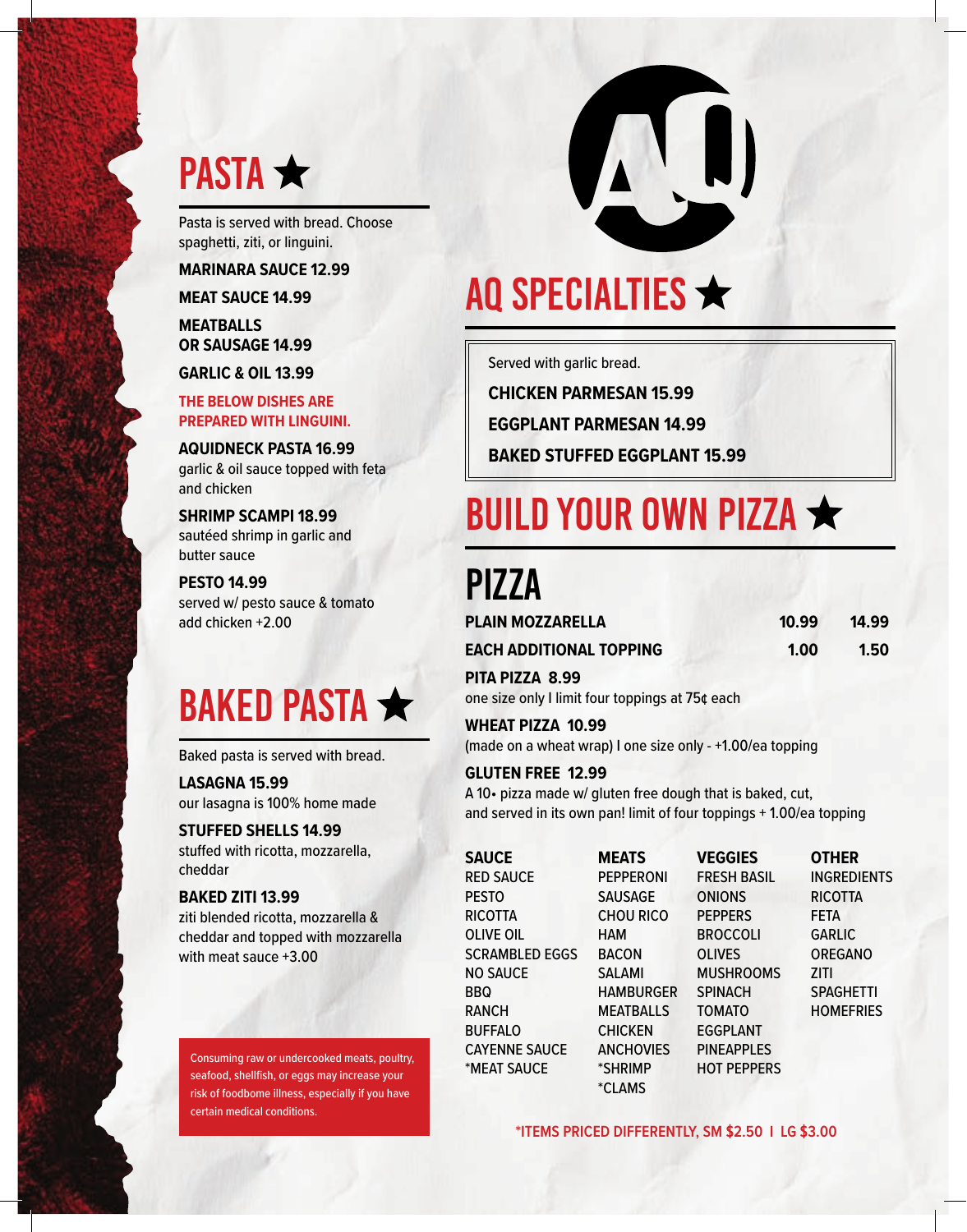# PASTA ★

Pasta is served with bread. Choose spaghetti, ziti, or linguini.

**MARINARA SAUCE 12.99**

**MEAT SAUCE 14.99**

**MEATBALLS OR SAUSAGE 14.99**

**GARLIC & OIL 13.99**

**THE BELOW DISHES ARE PREPARED WITH LINGUINI.**

**AQUIDNECK PASTA 16.99**
garlic & oil sauce topped with feta and chicken

**SHRIMP SCAMPI 18.99**
sautéed shrimp in garlic and butter sauce

**PESTO 14.99**
served w/ pesto sauce & tomato
add chicken +2.00

# BAKED PASTA ★

Baked pasta is served with bread.

**LASAGNA 15.99**
our lasagna is 100% home made

**STUFFED SHELLS 14.99**
stuffed with ricotta, mozzarella, cheddar

**BAKED ZITI 13.99**
ziti blended ricotta, mozzarella & cheddar and topped with mozzarella
with meat sauce +3.00

Consuming raw or undercooked meats, poultry, seafood, shellfish, or eggs may increase your risk of foodbome illness, especially if you have certain medical conditions.

# AQ SPECIALTIES ★

Served with garlic bread.

**CHICKEN PARMESAN 15.99**

**EGGPLANT PARMESAN 14.99**

**BAKED STUFFED EGGPLANT 15.99**

# BUILD YOUR OWN PIZZA ★

## PIZZA

| | | |
|---|---|---|
| **PLAIN MOZZARELLA** | **10.99** | **14.99** |
| **EACH ADDITIONAL TOPPING** | **1.00** | **1.50** |

**PITA PIZZA 8.99**
one size only I limit four toppings at 75¢ each

**WHEAT PIZZA 10.99**
(made on a wheat wrap) I one size only - +1.00/ea topping

**GLUTEN FREE 12.99**
A 10• pizza made w/ gluten free dough that is baked, cut, and served in its own pan! limit of four toppings + 1.00/ea topping

| SAUCE | MEATS | VEGGIES | OTHER |
|---|---|---|---|
| RED SAUCE | PEPPERONI | FRESH BASIL | INGREDIENTS |
| PESTO | SAUSAGE | ONIONS | RICOTTA |
| RICOTTA | CHOU RICO | PEPPERS | FETA |
| OLIVE OIL | HAM | BROCCOLI | GARLIC |
| SCRAMBLED EGGS | BACON | OLIVES | OREGANO |
| NO SAUCE | SALAMI | MUSHROOMS | ZITI |
| BBQ | HAMBURGER | SPINACH | SPAGHETTI |
| RANCH | MEATBALLS | TOMATO | HOMEFRIES |
| BUFFALO | CHICKEN | EGGPLANT | |
| CAYENNE SAUCE | ANCHOVIES | PINEAPPLES | |
| *MEAT SAUCE | *SHRIMP | HOT PEPPERS | |
| | *CLAMS | | |

*ITEMS PRICED DIFFERENTLY, SM $2.50 I LG $3.00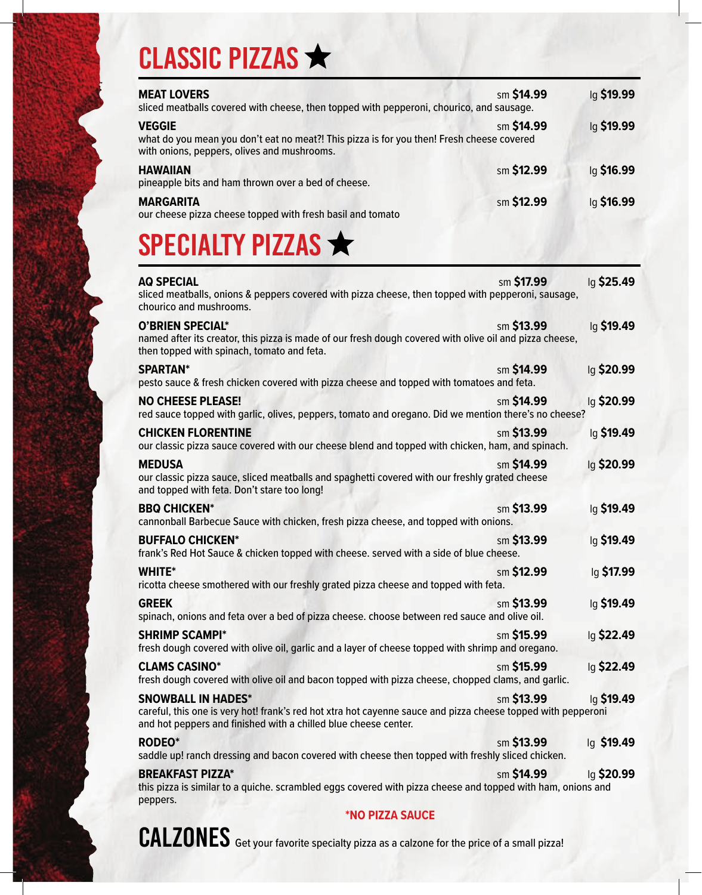# CLASSIC PIZZAS ★

**MEAT LOVERS** sm **$14.99** lg **$19.99**
sliced meatballs covered with cheese, then topped with pepperoni, chourico, and sausage.

**VEGGIE** sm **$14.99** lg **$19.99**
what do you mean you don't eat no meat?! This pizza is for you then! Fresh cheese covered with onions, peppers, olives and mushrooms.

**HAWAIIAN** sm **$12.99** lg **$16.99**
pineapple bits and ham thrown over a bed of cheese.

**MARGARITA** sm **$12.99** lg **$16.99**
our cheese pizza cheese topped with fresh basil and tomato

# SPECIALTY PIZZAS ★

**AQ SPECIAL** sm **$17.99** lg **$25.49**
sliced meatballs, onions & peppers covered with pizza cheese, then topped with pepperoni, sausage, chourico and mushrooms.

**O'BRIEN SPECIAL*** sm **$13.99** lg **$19.49**
named after its creator, this pizza is made of our fresh dough covered with olive oil and pizza cheese, then topped with spinach, tomato and feta.

**SPARTAN*** sm **$14.99** lg **$20.99**
pesto sauce & fresh chicken covered with pizza cheese and topped with tomatoes and feta.

**NO CHEESE PLEASE!** sm **$14.99** lg **$20.99**
red sauce topped with garlic, olives, peppers, tomato and oregano. Did we mention there's no cheese?

**CHICKEN FLORENTINE** sm **$13.99** lg **$19.49**
our classic pizza sauce covered with our cheese blend and topped with chicken, ham, and spinach.

**MEDUSA** sm **$14.99** lg **$20.99**
our classic pizza sauce, sliced meatballs and spaghetti covered with our freshly grated cheese and topped with feta. Don't stare too long!

**BBQ CHICKEN*** sm **$13.99** lg **$19.49**
cannonball Barbecue Sauce with chicken, fresh pizza cheese, and topped with onions.

**BUFFALO CHICKEN*** sm **$13.99** lg **$19.49**
frank's Red Hot Sauce & chicken topped with cheese. served with a side of blue cheese.

**WHITE*** sm **$12.99** lg **$17.99**
ricotta cheese smothered with our freshly grated pizza cheese and topped with feta.

**GREEK** sm **$13.99** lg **$19.49**
spinach, onions and feta over a bed of pizza cheese. choose between red sauce and olive oil.

**SHRIMP SCAMPI*** sm **$15.99** lg **$22.49**
fresh dough covered with olive oil, garlic and a layer of cheese topped with shrimp and oregano.

**CLAMS CASINO*** sm **$15.99** lg **$22.49**
fresh dough covered with olive oil and bacon topped with pizza cheese, chopped clams, and garlic.

**SNOWBALL IN HADES*** sm **$13.99** lg **$19.49**
careful, this one is very hot! frank's red hot xtra hot cayenne sauce and pizza cheese topped with pepperoni and hot peppers and finished with a chilled blue cheese center.

**RODEO*** sm **$13.99** lg **$19.49**
saddle up! ranch dressing and bacon covered with cheese then topped with freshly sliced chicken.

**BREAKFAST PIZZA*** sm **$14.99** lg **$20.99**
this pizza is similar to a quiche. scrambled eggs covered with pizza cheese and topped with ham, onions and peppers.

***NO PIZZA SAUCE**

# CALZONES
Get your favorite specialty pizza as a calzone for the price of a small pizza!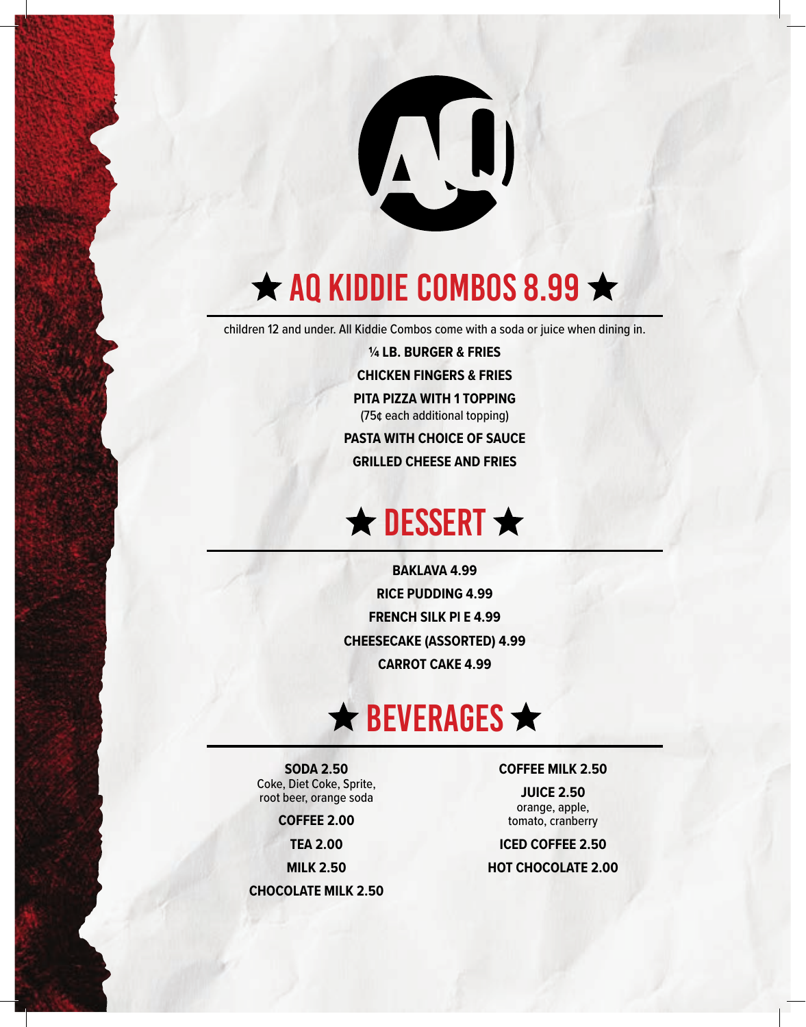# ★ AQ KIDDIE COMBOS 8.99 ★

children 12 and under. All Kiddie Combos come with a soda or juice when dining in.

**¼ LB. BURGER & FRIES**

**CHICKEN FINGERS & FRIES**

**PITA PIZZA WITH 1 TOPPING**
(75¢ each additional topping)

**PASTA WITH CHOICE OF SAUCE**

**GRILLED CHEESE AND FRIES**

# ★ DESSERT ★

**BAKLAVA 4.99**

**RICE PUDDING 4.99**

**FRENCH SILK PI E 4.99**

**CHEESECAKE (ASSORTED) 4.99**

**CARROT CAKE 4.99**

# ★ BEVERAGES ★

**SODA 2.50**
Coke, Diet Coke, Sprite, root beer, orange soda

**COFFEE 2.00**

**TEA 2.00**

**MILK 2.50**

**CHOCOLATE MILK 2.50**

**COFFEE MILK 2.50**

**JUICE 2.50**
orange, apple, tomato, cranberry

**ICED COFFEE 2.50**

**HOT CHOCOLATE 2.00**